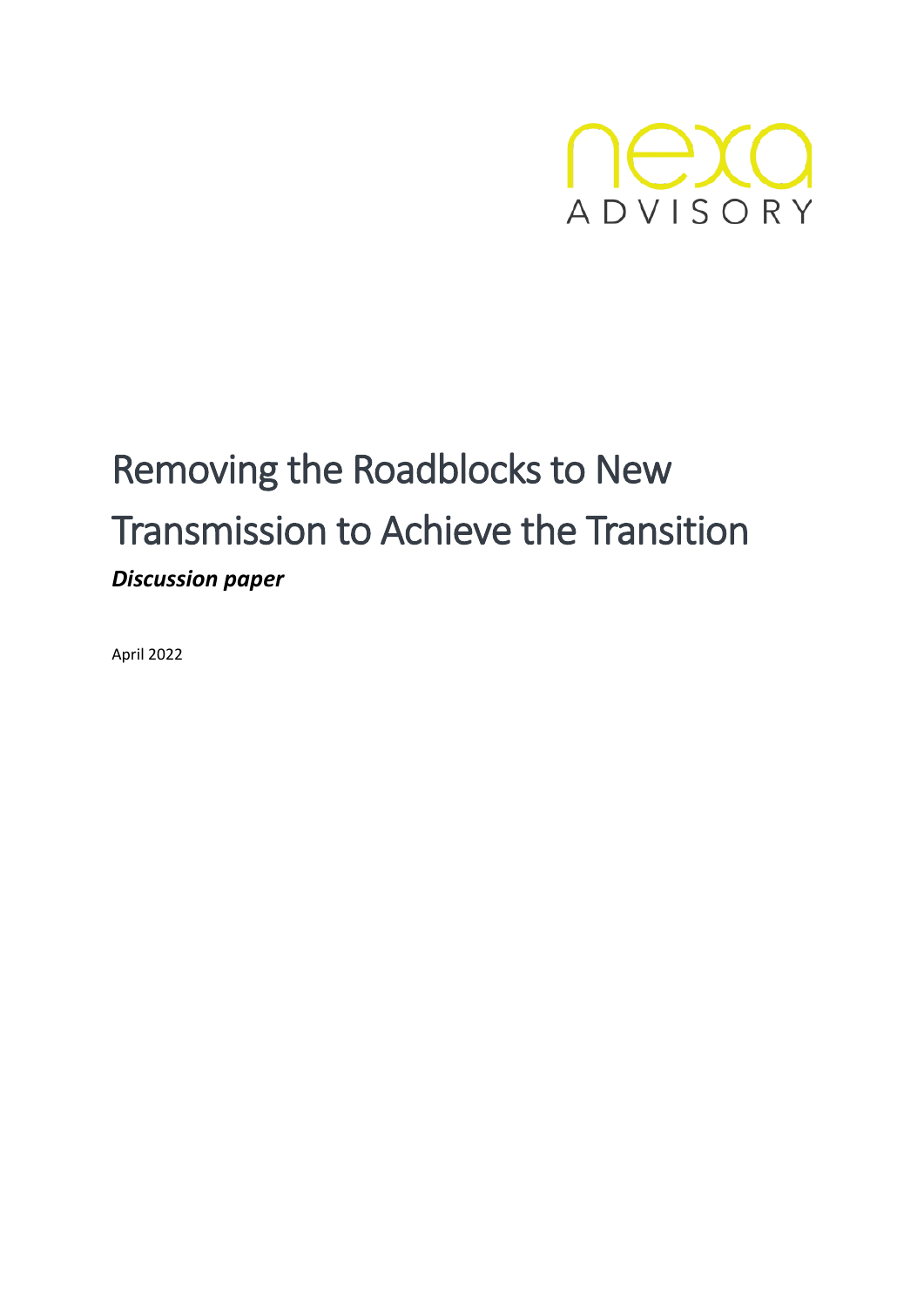nexa ADVISORY

# Removing the Roadblocks to New Transmission to Achieve the Transition

***Discussion paper***

April 2022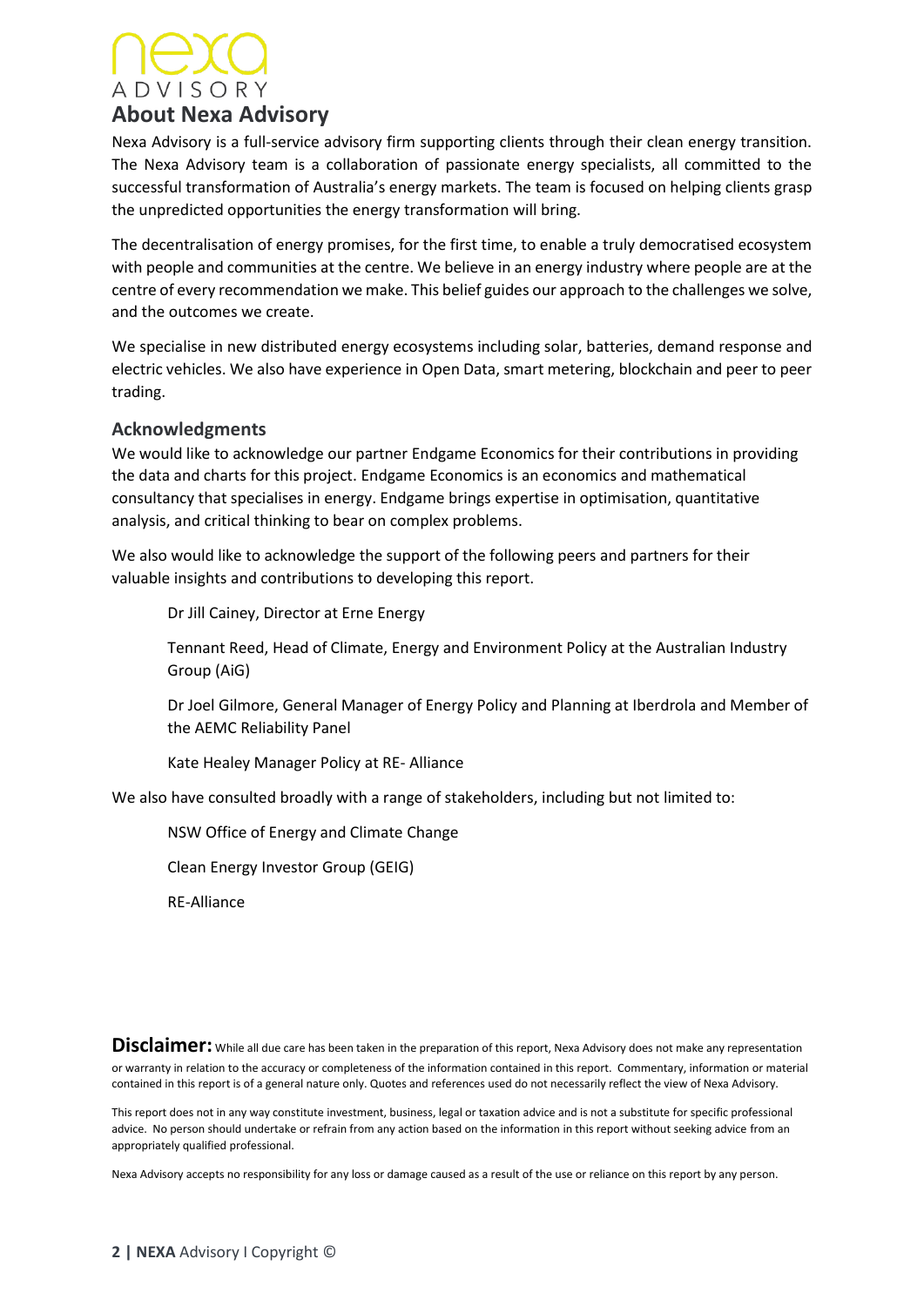# About Nexa Advisory

Nexa Advisory is a full-service advisory firm supporting clients through their clean energy transition. The Nexa Advisory team is a collaboration of passionate energy specialists, all committed to the successful transformation of Australia's energy markets. The team is focused on helping clients grasp the unpredicted opportunities the energy transformation will bring.

The decentralisation of energy promises, for the first time, to enable a truly democratised ecosystem with people and communities at the centre. We believe in an energy industry where people are at the centre of every recommendation we make. This belief guides our approach to the challenges we solve, and the outcomes we create.

We specialise in new distributed energy ecosystems including solar, batteries, demand response and electric vehicles. We also have experience in Open Data, smart metering, blockchain and peer to peer trading.

## Acknowledgments

We would like to acknowledge our partner Endgame Economics for their contributions in providing the data and charts for this project. Endgame Economics is an economics and mathematical consultancy that specialises in energy. Endgame brings expertise in optimisation, quantitative analysis, and critical thinking to bear on complex problems.

We also would like to acknowledge the support of the following peers and partners for their valuable insights and contributions to developing this report.

Dr Jill Cainey, Director at Erne Energy

Tennant Reed, Head of Climate, Energy and Environment Policy at the Australian Industry Group (AiG)

Dr Joel Gilmore, General Manager of Energy Policy and Planning at Iberdrola and Member of the AEMC Reliability Panel

Kate Healey Manager Policy at RE- Alliance

We also have consulted broadly with a range of stakeholders, including but not limited to:

NSW Office of Energy and Climate Change

Clean Energy Investor Group (GEIG)

RE-Alliance

**Disclaimer:** While all due care has been taken in the preparation of this report, Nexa Advisory does not make any representation or warranty in relation to the accuracy or completeness of the information contained in this report. Commentary, information or material contained in this report is of a general nature only. Quotes and references used do not necessarily reflect the view of Nexa Advisory.

This report does not in any way constitute investment, business, legal or taxation advice and is not a substitute for specific professional advice. No person should undertake or refrain from any action based on the information in this report without seeking advice from an appropriately qualified professional.

Nexa Advisory accepts no responsibility for any loss or damage caused as a result of the use or reliance on this report by any person.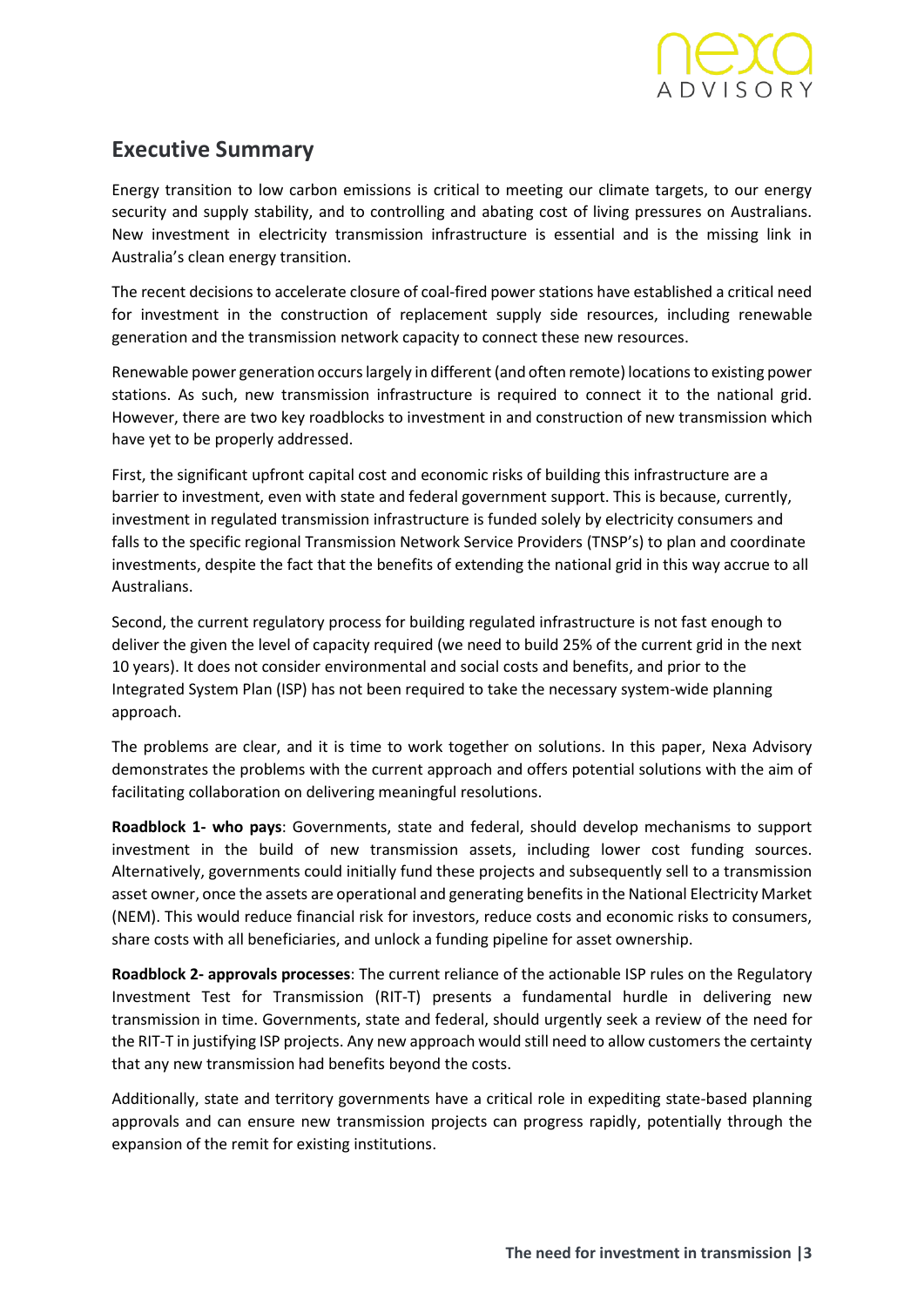## Executive Summary

Energy transition to low carbon emissions is critical to meeting our climate targets, to our energy security and supply stability, and to controlling and abating cost of living pressures on Australians. New investment in electricity transmission infrastructure is essential and is the missing link in Australia's clean energy transition.

The recent decisions to accelerate closure of coal-fired power stations have established a critical need for investment in the construction of replacement supply side resources, including renewable generation and the transmission network capacity to connect these new resources.

Renewable power generation occurs largely in different (and often remote) locations to existing power stations. As such, new transmission infrastructure is required to connect it to the national grid. However, there are two key roadblocks to investment in and construction of new transmission which have yet to be properly addressed.

First, the significant upfront capital cost and economic risks of building this infrastructure are a barrier to investment, even with state and federal government support. This is because, currently, investment in regulated transmission infrastructure is funded solely by electricity consumers and falls to the specific regional Transmission Network Service Providers (TNSP's) to plan and coordinate investments, despite the fact that the benefits of extending the national grid in this way accrue to all Australians.

Second, the current regulatory process for building regulated infrastructure is not fast enough to deliver the given the level of capacity required (we need to build 25% of the current grid in the next 10 years). It does not consider environmental and social costs and benefits, and prior to the Integrated System Plan (ISP) has not been required to take the necessary system-wide planning approach.

The problems are clear, and it is time to work together on solutions. In this paper, Nexa Advisory demonstrates the problems with the current approach and offers potential solutions with the aim of facilitating collaboration on delivering meaningful resolutions.

**Roadblock 1- who pays**: Governments, state and federal, should develop mechanisms to support investment in the build of new transmission assets, including lower cost funding sources. Alternatively, governments could initially fund these projects and subsequently sell to a transmission asset owner, once the assets are operational and generating benefits in the National Electricity Market (NEM). This would reduce financial risk for investors, reduce costs and economic risks to consumers, share costs with all beneficiaries, and unlock a funding pipeline for asset ownership.

**Roadblock 2- approvals processes**: The current reliance of the actionable ISP rules on the Regulatory Investment Test for Transmission (RIT-T) presents a fundamental hurdle in delivering new transmission in time. Governments, state and federal, should urgently seek a review of the need for the RIT-T in justifying ISP projects. Any new approach would still need to allow customers the certainty that any new transmission had benefits beyond the costs.

Additionally, state and territory governments have a critical role in expediting state-based planning approvals and can ensure new transmission projects can progress rapidly, potentially through the expansion of the remit for existing institutions.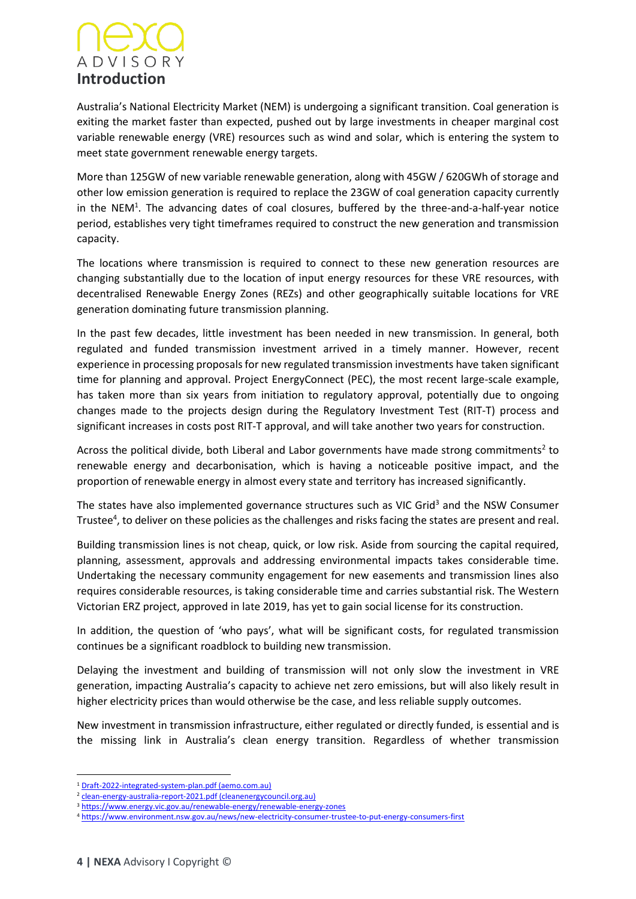# Introduction

Australia's National Electricity Market (NEM) is undergoing a significant transition. Coal generation is exiting the market faster than expected, pushed out by large investments in cheaper marginal cost variable renewable energy (VRE) resources such as wind and solar, which is entering the system to meet state government renewable energy targets.

More than 125GW of new variable renewable generation, along with 45GW / 620GWh of storage and other low emission generation is required to replace the 23GW of coal generation capacity currently in the NEM[1]. The advancing dates of coal closures, buffered by the three-and-a-half-year notice period, establishes very tight timeframes required to construct the new generation and transmission capacity.

The locations where transmission is required to connect to these new generation resources are changing substantially due to the location of input energy resources for these VRE resources, with decentralised Renewable Energy Zones (REZs) and other geographically suitable locations for VRE generation dominating future transmission planning.

In the past few decades, little investment has been needed in new transmission. In general, both regulated and funded transmission investment arrived in a timely manner. However, recent experience in processing proposals for new regulated transmission investments have taken significant time for planning and approval. Project EnergyConnect (PEC), the most recent large-scale example, has taken more than six years from initiation to regulatory approval, potentially due to ongoing changes made to the projects design during the Regulatory Investment Test (RIT-T) process and significant increases in costs post RIT-T approval, and will take another two years for construction.

Across the political divide, both Liberal and Labor governments have made strong commitments[2] to renewable energy and decarbonisation, which is having a noticeable positive impact, and the proportion of renewable energy in almost every state and territory has increased significantly.

The states have also implemented governance structures such as VIC Grid[3] and the NSW Consumer Trustee[4], to deliver on these policies as the challenges and risks facing the states are present and real.

Building transmission lines is not cheap, quick, or low risk. Aside from sourcing the capital required, planning, assessment, approvals and addressing environmental impacts takes considerable time. Undertaking the necessary community engagement for new easements and transmission lines also requires considerable resources, is taking considerable time and carries substantial risk. The Western Victorian ERZ project, approved in late 2019, has yet to gain social license for its construction.

In addition, the question of 'who pays', what will be significant costs, for regulated transmission continues be a significant roadblock to building new transmission.

Delaying the investment and building of transmission will not only slow the investment in VRE generation, impacting Australia's capacity to achieve net zero emissions, but will also likely result in higher electricity prices than would otherwise be the case, and less reliable supply outcomes.

New investment in transmission infrastructure, either regulated or directly funded, is essential and is the missing link in Australia's clean energy transition. Regardless of whether transmission

[1] Draft-2022-integrated-system-plan.pdf (aemo.com.au)
[2] clean-energy-australia-report-2021.pdf (cleanenergycouncil.org.au)
[3] https://www.energy.vic.gov.au/renewable-energy/renewable-energy-zones
[4] https://www.environment.nsw.gov.au/news/new-electricity-consumer-trustee-to-put-energy-consumers-first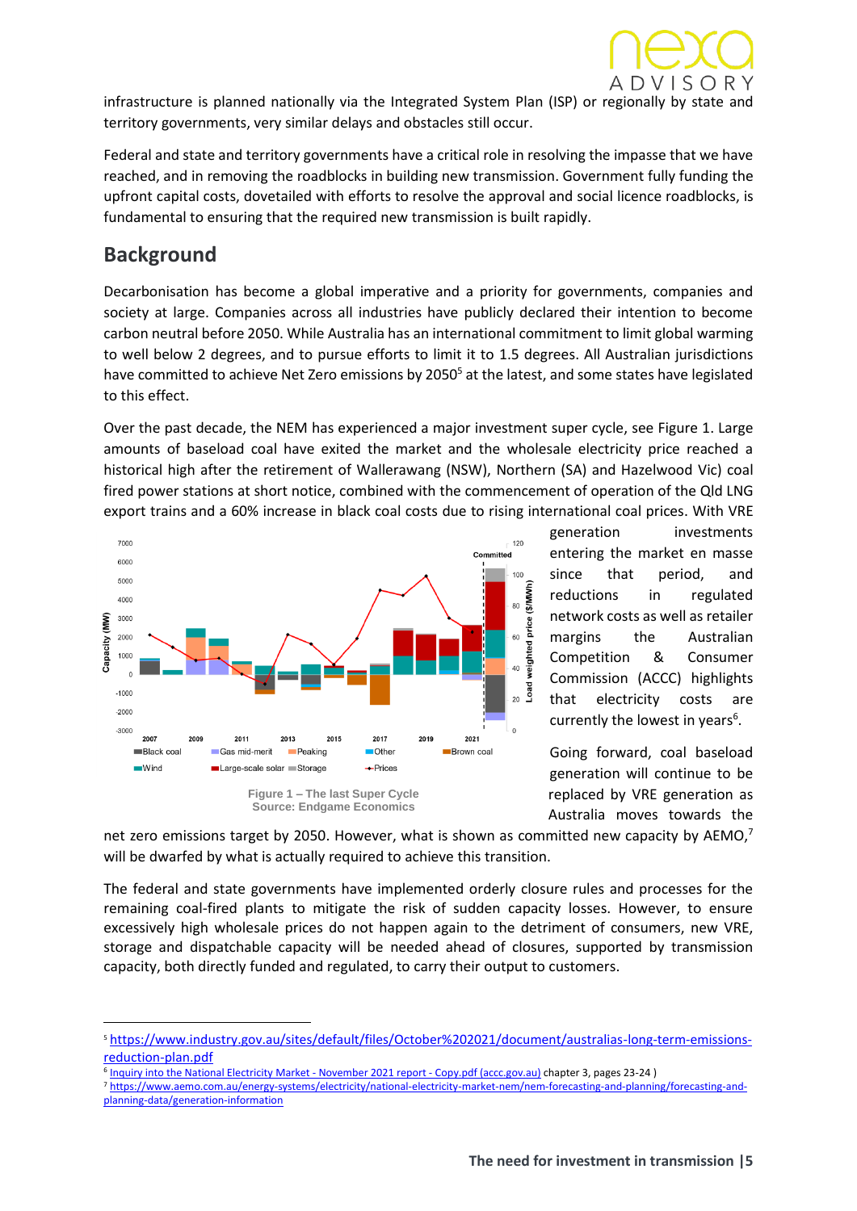infrastructure is planned nationally via the Integrated System Plan (ISP) or regionally by state and territory governments, very similar delays and obstacles still occur.

Federal and state and territory governments have a critical role in resolving the impasse that we have reached, and in removing the roadblocks in building new transmission. Government fully funding the upfront capital costs, dovetailed with efforts to resolve the approval and social licence roadblocks, is fundamental to ensuring that the required new transmission is built rapidly.

## Background

Decarbonisation has become a global imperative and a priority for governments, companies and society at large. Companies across all industries have publicly declared their intention to become carbon neutral before 2050. While Australia has an international commitment to limit global warming to well below 2 degrees, and to pursue efforts to limit it to 1.5 degrees. All Australian jurisdictions have committed to achieve Net Zero emissions by 2050[5] at the latest, and some states have legislated to this effect.

Over the past decade, the NEM has experienced a major investment super cycle, see Figure 1. Large amounts of baseload coal have exited the market and the wholesale electricity price reached a historical high after the retirement of Wallerawang (NSW), Northern (SA) and Hazelwood Vic) coal fired power stations at short notice, combined with the commencement of operation of the Qld LNG export trains and a 60% increase in black coal costs due to rising international coal prices. With VRE generation investments entering the market en masse since that period, and reductions in regulated network costs as well as retailer margins the Australian Competition & Consumer Commission (ACCC) highlights that electricity costs are currently the lowest in years[6].

Figure 1 – The last Super Cycle
Source: Endgame Economics

Going forward, coal baseload generation will continue to be replaced by VRE generation as Australia moves towards the net zero emissions target by 2050. However, what is shown as committed new capacity by AEMO,[7] will be dwarfed by what is actually required to achieve this transition.

The federal and state governments have implemented orderly closure rules and processes for the remaining coal-fired plants to mitigate the risk of sudden capacity losses. However, to ensure excessively high wholesale prices do not happen again to the detriment of consumers, new VRE, storage and dispatchable capacity will be needed ahead of closures, supported by transmission capacity, both directly funded and regulated, to carry their output to customers.

---

[5] https://www.industry.gov.au/sites/default/files/October%202021/document/australias-long-term-emissions-reduction-plan.pdf

[6] Inquiry into the National Electricity Market - November 2021 report - Copy.pdf (accc.gov.au) chapter 3, pages 23-24 )

[7] https://www.aemo.com.au/energy-systems/electricity/national-electricity-market-nem/nem-forecasting-and-planning/forecasting-and-planning-data/generation-information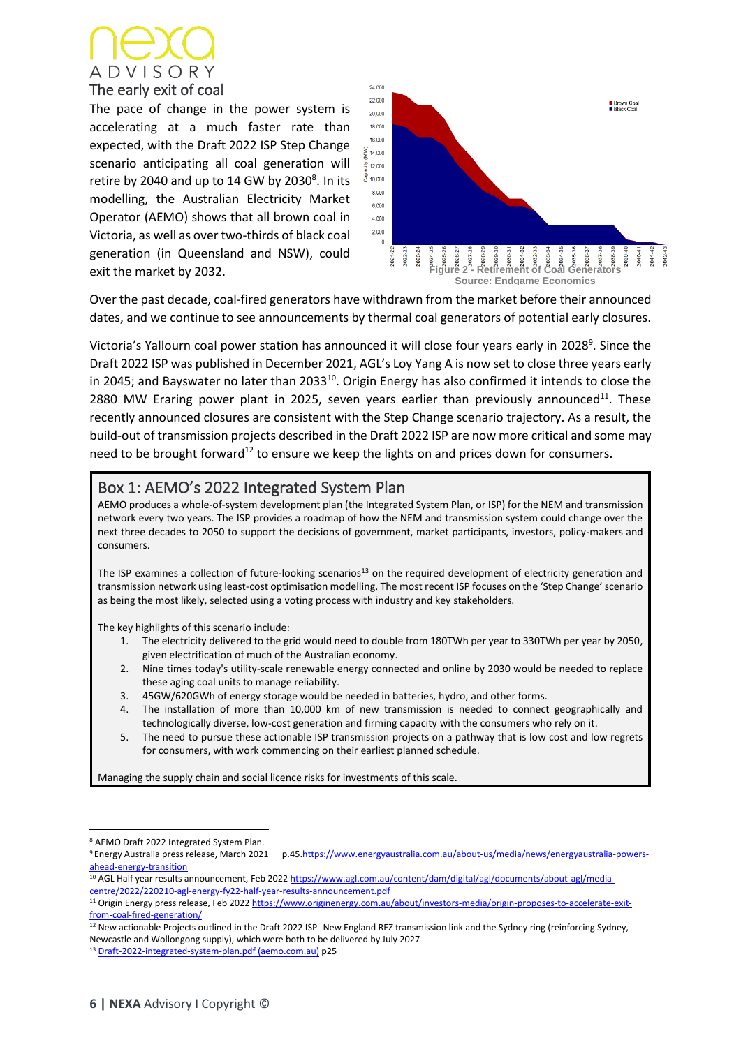## The early exit of coal

The pace of change in the power system is accelerating at a much faster rate than expected, with the Draft 2022 ISP Step Change scenario anticipating all coal generation will retire by 2040 and up to 14 GW by 2030[8]. In its modelling, the Australian Electricity Market Operator (AEMO) shows that all brown coal in Victoria, as well as over two-thirds of black coal generation (in Queensland and NSW), could exit the market by 2032.

Figure 2 - Retirement of Coal Generators
Source: Endgame Economics

Over the past decade, coal-fired generators have withdrawn from the market before their announced dates, and we continue to see announcements by thermal coal generators of potential early closures.

Victoria's Yallourn coal power station has announced it will close four years early in 2028[9]. Since the Draft 2022 ISP was published in December 2021, AGL's Loy Yang A is now set to close three years early in 2045; and Bayswater no later than 2033[10]. Origin Energy has also confirmed it intends to close the 2880 MW Eraring power plant in 2025, seven years earlier than previously announced[11]. These recently announced closures are consistent with the Step Change scenario trajectory. As a result, the build-out of transmission projects described in the Draft 2022 ISP are now more critical and some may need to be brought forward[12] to ensure we keep the lights on and prices down for consumers.

### Box 1: AEMO's 2022 Integrated System Plan

AEMO produces a whole-of-system development plan (the Integrated System Plan, or ISP) for the NEM and transmission network every two years. The ISP provides a roadmap of how the NEM and transmission system could change over the next three decades to 2050 to support the decisions of government, market participants, investors, policy-makers and consumers.

The ISP examines a collection of future-looking scenarios[13] on the required development of electricity generation and transmission network using least-cost optimisation modelling. The most recent ISP focuses on the 'Step Change' scenario as being the most likely, selected using a voting process with industry and key stakeholders.

The key highlights of this scenario include:

1. The electricity delivered to the grid would need to double from 180TWh per year to 330TWh per year by 2050, given electrification of much of the Australian economy.
2. Nine times today's utility-scale renewable energy connected and online by 2030 would be needed to replace these aging coal units to manage reliability.
3. 45GW/620GWh of energy storage would be needed in batteries, hydro, and other forms.
4. The installation of more than 10,000 km of new transmission is needed to connect geographically and technologically diverse, low-cost generation and firming capacity with the consumers who rely on it.
5. The need to pursue these actionable ISP transmission projects on a pathway that is low cost and low regrets for consumers, with work commencing on their earliest planned schedule.

Managing the supply chain and social licence risks for investments of this scale.

---

[8] AEMO Draft 2022 Integrated System Plan.

[9] Energy Australia press release, March 2021 p.45.https://www.energyaustralia.com.au/about-us/media/news/energyaustralia-powers-ahead-energy-transition

[10] AGL Half year results announcement, Feb 2022 https://www.agl.com.au/content/dam/digital/agl/documents/about-agl/media-centre/2022/220210-agl-energy-fy22-half-year-results-announcement.pdf

[11] Origin Energy press release, Feb 2022 https://www.originenergy.com.au/about/investors-media/origin-proposes-to-accelerate-exit-from-coal-fired-generation/

[12] New actionable Projects outlined in the Draft 2022 ISP- New England REZ transmission link and the Sydney ring (reinforcing Sydney, Newcastle and Wollongong supply), which were both to be delivered by July 2027

[13] Draft-2022-integrated-system-plan.pdf (aemo.com.au) p25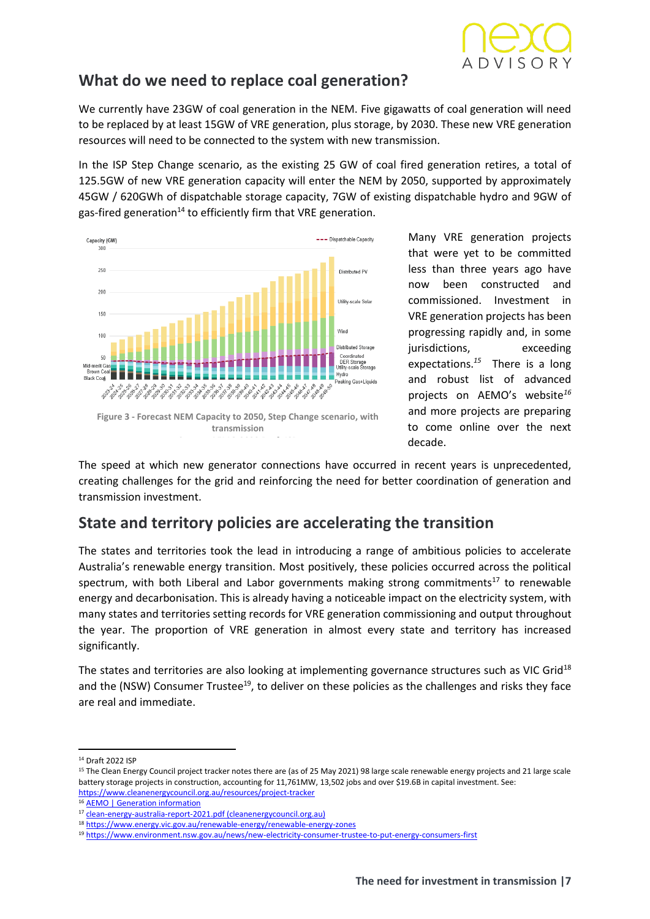## What do we need to replace coal generation?

We currently have 23GW of coal generation in the NEM. Five gigawatts of coal generation will need to be replaced by at least 15GW of VRE generation, plus storage, by 2030. These new VRE generation resources will need to be connected to the system with new transmission.

In the ISP Step Change scenario, as the existing 25 GW of coal fired generation retires, a total of 125.5GW of new VRE generation capacity will enter the NEM by 2050, supported by approximately 45GW / 620GWh of dispatchable storage capacity, 7GW of existing dispatchable hydro and 9GW of gas-fired generation[14] to efficiently firm that VRE generation.

Figure 3 - Forecast NEM Capacity to 2050, Step Change scenario, with transmission

Many VRE generation projects that were yet to be committed less than three years ago have now been constructed and commissioned. Investment in VRE generation projects has been progressing rapidly and, in some jurisdictions, exceeding expectations.[15] There is a long and robust list of advanced projects on AEMO's website[16] and more projects are preparing to come online over the next decade.

The speed at which new generator connections have occurred in recent years is unprecedented, creating challenges for the grid and reinforcing the need for better coordination of generation and transmission investment.

## State and territory policies are accelerating the transition

The states and territories took the lead in introducing a range of ambitious policies to accelerate Australia's renewable energy transition. Most positively, these policies occurred across the political spectrum, with both Liberal and Labor governments making strong commitments[17] to renewable energy and decarbonisation. This is already having a noticeable impact on the electricity system, with many states and territories setting records for VRE generation commissioning and output throughout the year. The proportion of VRE generation in almost every state and territory has increased significantly.

The states and territories are also looking at implementing governance structures such as VIC Grid[18] and the (NSW) Consumer Trustee[19], to deliver on these policies as the challenges and risks they face are real and immediate.

---

[14] Draft 2022 ISP

[15] The Clean Energy Council project tracker notes there are (as of 25 May 2021) 98 large scale renewable energy projects and 21 large scale battery storage projects in construction, accounting for 11,761MW, 13,502 jobs and over $19.6B in capital investment. See: https://www.cleanenergycouncil.org.au/resources/project-tracker

[16] AEMO | Generation information

[17] clean-energy-australia-report-2021.pdf (cleanenergycouncil.org.au)

[18] https://www.energy.vic.gov.au/renewable-energy/renewable-energy-zones

[19] https://www.environment.nsw.gov.au/news/new-electricity-consumer-trustee-to-put-energy-consumers-first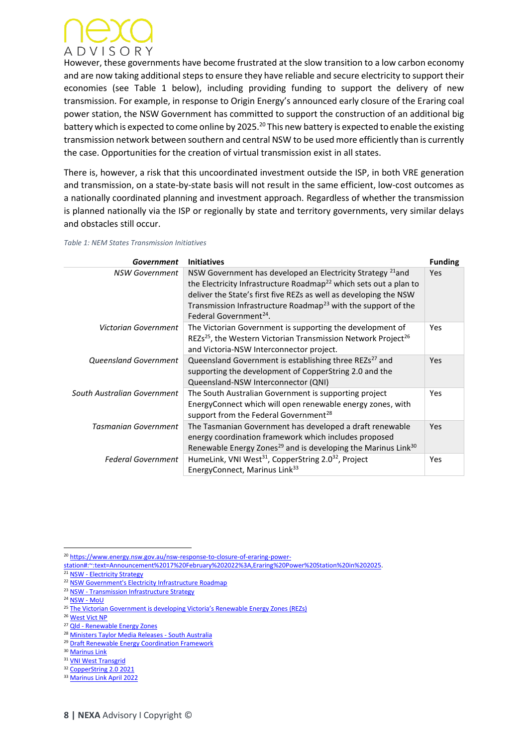However, these governments have become frustrated at the slow transition to a low carbon economy and are now taking additional steps to ensure they have reliable and secure electricity to support their economies (see Table 1 below), including providing funding to support the delivery of new transmission. For example, in response to Origin Energy's announced early closure of the Eraring coal power station, the NSW Government has committed to support the construction of an additional big battery which is expected to come online by 2025.[20] This new battery is expected to enable the existing transmission network between southern and central NSW to be used more efficiently than is currently the case. Opportunities for the creation of virtual transmission exist in all states.

There is, however, a risk that this uncoordinated investment outside the ISP, in both VRE generation and transmission, on a state-by-state basis will not result in the same efficient, low-cost outcomes as a nationally coordinated planning and investment approach. Regardless of whether the transmission is planned nationally via the ISP or regionally by state and territory governments, very similar delays and obstacles still occur.

*Table 1: NEM States Transmission Initiatives*

| Government | Initiatives | Funding |
|---|---|---|
| *NSW Government* | NSW Government has developed an Electricity Strategy [21] and the Electricity Infrastructure Roadmap[22] which sets out a plan to deliver the State's first five REZs as well as developing the NSW Transmission Infrastructure Roadmap[23] with the support of the Federal Government[24]. | Yes |
| *Victorian Government* | The Victorian Government is supporting the development of REZs[25], the Western Victorian Transmission Network Project[26] and Victoria-NSW Interconnector project. | Yes |
| *Queensland Government* | Queensland Government is establishing three REZs[27] and supporting the development of CopperString 2.0 and the Queensland-NSW Interconnector (QNI) | Yes |
| *South Australian Government* | The South Australian Government is supporting project EnergyConnect which will open renewable energy zones, with support from the Federal Government[28] | Yes |
| *Tasmanian Government* | The Tasmanian Government has developed a draft renewable energy coordination framework which includes proposed Renewable Energy Zones[29] and is developing the Marinus Link[30] | Yes |
| *Federal Government* | HumeLink, VNI West[31], CopperString 2.0[32], Project EnergyConnect, Marinus Link[33] | Yes |

[20] https://www.energy.nsw.gov.au/nsw-response-to-closure-of-eraring-power-station#:~:text=Announcement%2017%20February%202022%3A,Eraring%20Power%20Station%20in%202025.
[21] NSW - Electricity Strategy
[22] NSW Government's Electricity Infrastructure Roadmap
[23] NSW - Transmission Infrastructure Strategy
[24] NSW - MoU
[25] The Victorian Government is developing Victoria's Renewable Energy Zones (REZs)
[26] West Vict NP
[27] Qld - Renewable Energy Zones
[28] Ministers Taylor Media Releases - South Australia
[29] Draft Renewable Energy Coordination Framework
[30] Marinus Link
[31] VNI West Transgrid
[32] CopperString 2.0 2021
[33] Marinus Link April 2022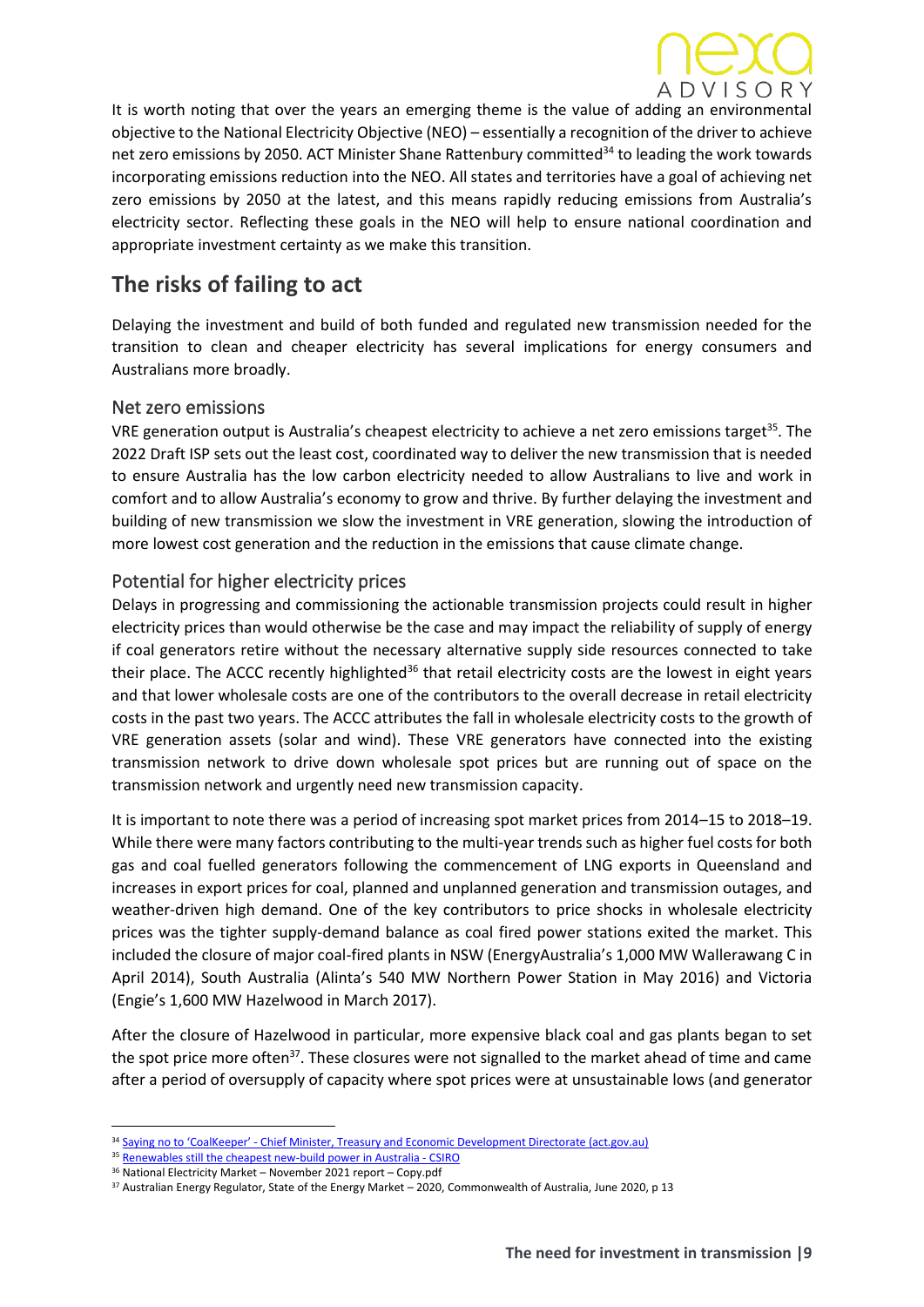It is worth noting that over the years an emerging theme is the value of adding an environmental objective to the National Electricity Objective (NEO) – essentially a recognition of the driver to achieve net zero emissions by 2050. ACT Minister Shane Rattenbury committed[34] to leading the work towards incorporating emissions reduction into the NEO. All states and territories have a goal of achieving net zero emissions by 2050 at the latest, and this means rapidly reducing emissions from Australia's electricity sector. Reflecting these goals in the NEO will help to ensure national coordination and appropriate investment certainty as we make this transition.

## The risks of failing to act

Delaying the investment and build of both funded and regulated new transmission needed for the transition to clean and cheaper electricity has several implications for energy consumers and Australians more broadly.

### Net zero emissions

VRE generation output is Australia's cheapest electricity to achieve a net zero emissions target[35]. The 2022 Draft ISP sets out the least cost, coordinated way to deliver the new transmission that is needed to ensure Australia has the low carbon electricity needed to allow Australians to live and work in comfort and to allow Australia's economy to grow and thrive. By further delaying the investment and building of new transmission we slow the investment in VRE generation, slowing the introduction of more lowest cost generation and the reduction in the emissions that cause climate change.

### Potential for higher electricity prices

Delays in progressing and commissioning the actionable transmission projects could result in higher electricity prices than would otherwise be the case and may impact the reliability of supply of energy if coal generators retire without the necessary alternative supply side resources connected to take their place. The ACCC recently highlighted[36] that retail electricity costs are the lowest in eight years and that lower wholesale costs are one of the contributors to the overall decrease in retail electricity costs in the past two years. The ACCC attributes the fall in wholesale electricity costs to the growth of VRE generation assets (solar and wind). These VRE generators have connected into the existing transmission network to drive down wholesale spot prices but are running out of space on the transmission network and urgently need new transmission capacity.

It is important to note there was a period of increasing spot market prices from 2014–15 to 2018–19. While there were many factors contributing to the multi-year trends such as higher fuel costs for both gas and coal fuelled generators following the commencement of LNG exports in Queensland and increases in export prices for coal, planned and unplanned generation and transmission outages, and weather-driven high demand. One of the key contributors to price shocks in wholesale electricity prices was the tighter supply-demand balance as coal fired power stations exited the market. This included the closure of major coal-fired plants in NSW (EnergyAustralia's 1,000 MW Wallerawang C in April 2014), South Australia (Alinta's 540 MW Northern Power Station in May 2016) and Victoria (Engie's 1,600 MW Hazelwood in March 2017).

After the closure of Hazelwood in particular, more expensive black coal and gas plants began to set the spot price more often[37]. These closures were not signalled to the market ahead of time and came after a period of oversupply of capacity where spot prices were at unsustainable lows (and generator

---

[34] Saying no to 'CoalKeeper' - Chief Minister, Treasury and Economic Development Directorate (act.gov.au)

[35] Renewables still the cheapest new-build power in Australia - CSIRO

[36] National Electricity Market – November 2021 report – Copy.pdf

[37] Australian Energy Regulator, State of the Energy Market – 2020, Commonwealth of Australia, June 2020, p 13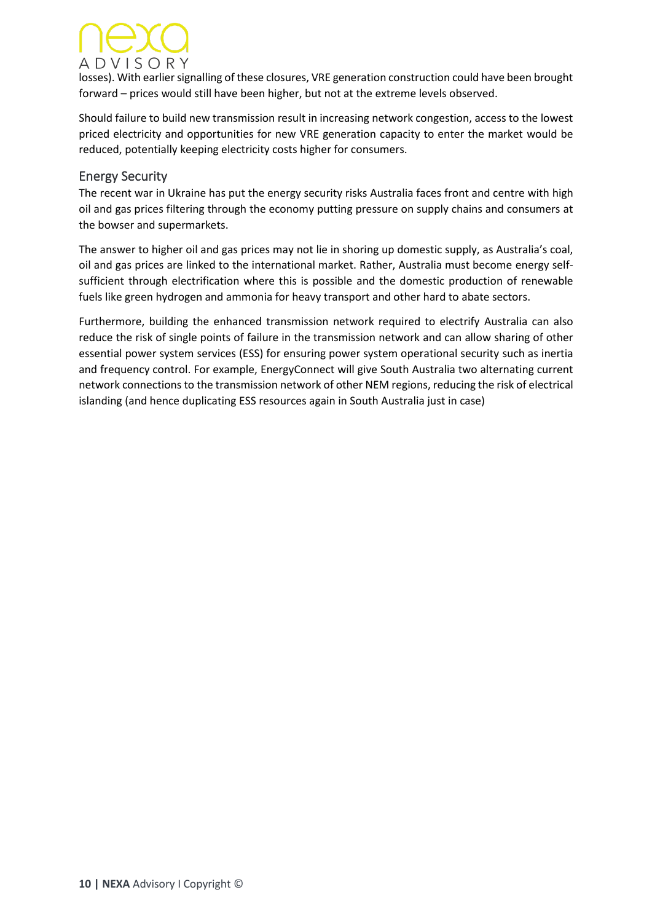losses). With earlier signalling of these closures, VRE generation construction could have been brought forward – prices would still have been higher, but not at the extreme levels observed.

Should failure to build new transmission result in increasing network congestion, access to the lowest priced electricity and opportunities for new VRE generation capacity to enter the market would be reduced, potentially keeping electricity costs higher for consumers.

## Energy Security

The recent war in Ukraine has put the energy security risks Australia faces front and centre with high oil and gas prices filtering through the economy putting pressure on supply chains and consumers at the bowser and supermarkets.

The answer to higher oil and gas prices may not lie in shoring up domestic supply, as Australia's coal, oil and gas prices are linked to the international market. Rather, Australia must become energy self-sufficient through electrification where this is possible and the domestic production of renewable fuels like green hydrogen and ammonia for heavy transport and other hard to abate sectors.

Furthermore, building the enhanced transmission network required to electrify Australia can also reduce the risk of single points of failure in the transmission network and can allow sharing of other essential power system services (ESS) for ensuring power system operational security such as inertia and frequency control. For example, EnergyConnect will give South Australia two alternating current network connections to the transmission network of other NEM regions, reducing the risk of electrical islanding (and hence duplicating ESS resources again in South Australia just in case)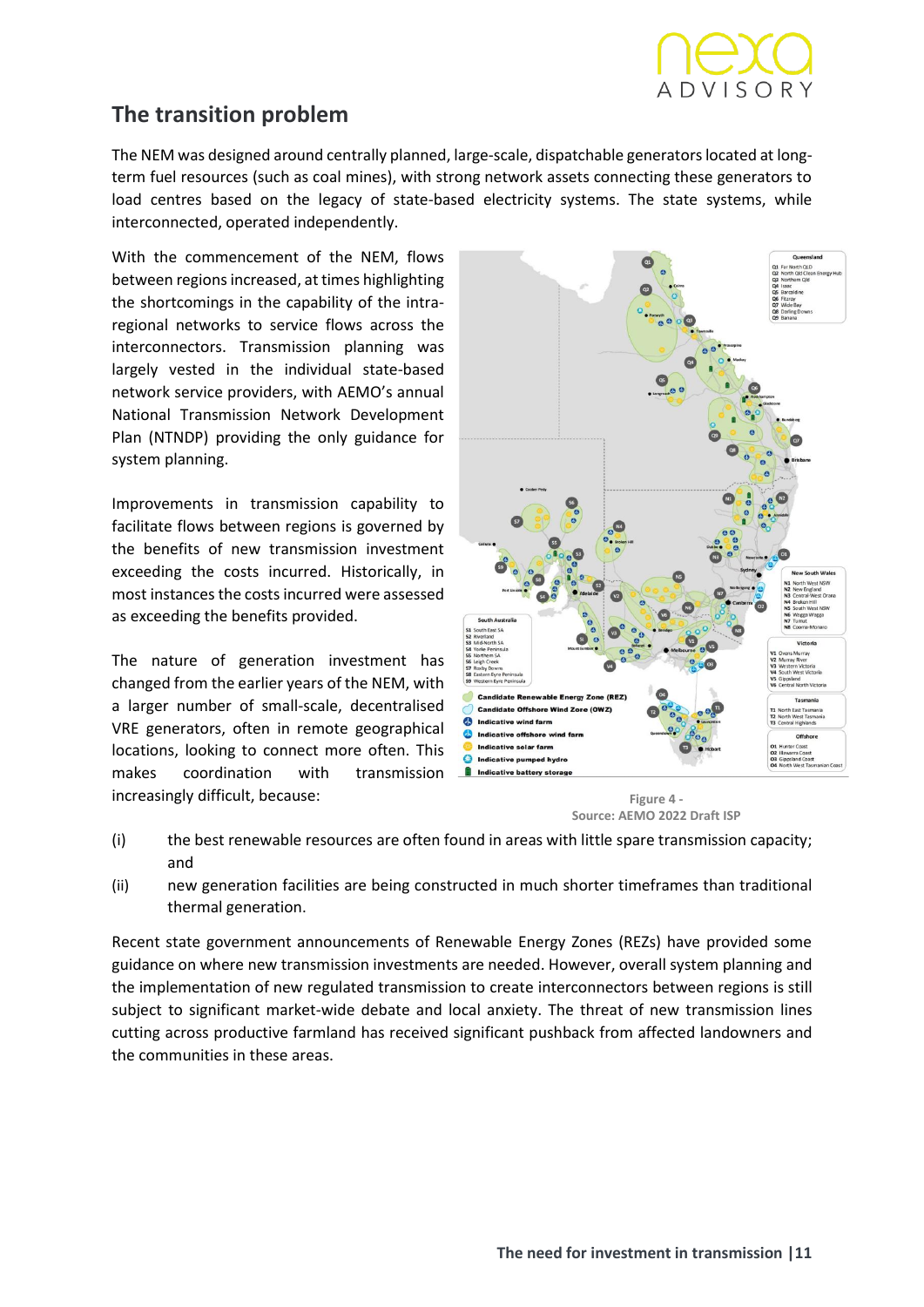## The transition problem

The NEM was designed around centrally planned, large-scale, dispatchable generators located at long-term fuel resources (such as coal mines), with strong network assets connecting these generators to load centres based on the legacy of state-based electricity systems. The state systems, while interconnected, operated independently.

With the commencement of the NEM, flows between regions increased, at times highlighting the shortcomings in the capability of the intra-regional networks to service flows across the interconnectors. Transmission planning was largely vested in the individual state-based network service providers, with AEMO's annual National Transmission Network Development Plan (NTNDP) providing the only guidance for system planning.

Improvements in transmission capability to facilitate flows between regions is governed by the benefits of new transmission investment exceeding the costs incurred. Historically, in most instances the costs incurred were assessed as exceeding the benefits provided.

The nature of generation investment has changed from the earlier years of the NEM, with a larger number of small-scale, decentralised VRE generators, often in remote geographical locations, looking to connect more often. This makes coordination with transmission increasingly difficult, because:

Figure 4 -
Source: AEMO 2022 Draft ISP

(i) the best renewable resources are often found in areas with little spare transmission capacity; and

(ii) new generation facilities are being constructed in much shorter timeframes than traditional thermal generation.

Recent state government announcements of Renewable Energy Zones (REZs) have provided some guidance on where new transmission investments are needed. However, overall system planning and the implementation of new regulated transmission to create interconnectors between regions is still subject to significant market-wide debate and local anxiety. The threat of new transmission lines cutting across productive farmland has received significant pushback from affected landowners and the communities in these areas.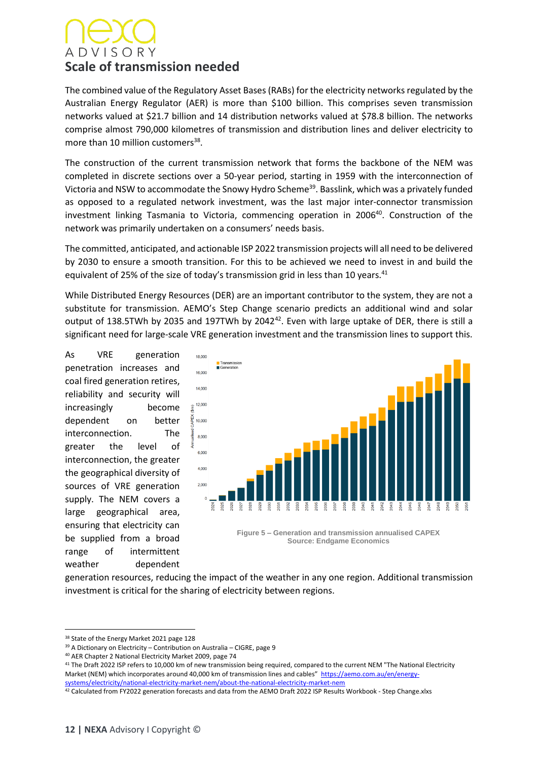## Scale of transmission needed

The combined value of the Regulatory Asset Bases (RABs) for the electricity networks regulated by the Australian Energy Regulator (AER) is more than $100 billion. This comprises seven transmission networks valued at $21.7 billion and 14 distribution networks valued at $78.8 billion. The networks comprise almost 790,000 kilometres of transmission and distribution lines and deliver electricity to more than 10 million customers[38].

The construction of the current transmission network that forms the backbone of the NEM was completed in discrete sections over a 50-year period, starting in 1959 with the interconnection of Victoria and NSW to accommodate the Snowy Hydro Scheme[39]. Basslink, which was a privately funded as opposed to a regulated network investment, was the last major inter-connector transmission investment linking Tasmania to Victoria, commencing operation in 2006[40]. Construction of the network was primarily undertaken on a consumers' needs basis.

The committed, anticipated, and actionable ISP 2022 transmission projects will all need to be delivered by 2030 to ensure a smooth transition. For this to be achieved we need to invest in and build the equivalent of 25% of the size of today's transmission grid in less than 10 years.[41]

While Distributed Energy Resources (DER) are an important contributor to the system, they are not a substitute for transmission. AEMO's Step Change scenario predicts an additional wind and solar output of 138.5TWh by 2035 and 197TWh by 2042[42]. Even with large uptake of DER, there is still a significant need for large-scale VRE generation investment and the transmission lines to support this.

As VRE generation penetration increases and coal fired generation retires, reliability and security will increasingly become dependent on better interconnection. The greater the level of interconnection, the greater the geographical diversity of sources of VRE generation supply. The NEM covers a large geographical area, ensuring that electricity can be supplied from a broad range of intermittent weather dependent generation resources, reducing the impact of the weather in any one region. Additional transmission investment is critical for the sharing of electricity between regions.

Figure 5 – Generation and transmission annualised CAPEX
Source: Endgame Economics

---

[38] State of the Energy Market 2021 page 128

[39] A Dictionary on Electricity – Contribution on Australia – CIGRE, page 9

[40] AER Chapter 2 National Electricity Market 2009, page 74

[41] The Draft 2022 ISP refers to 10,000 km of new transmission being required, compared to the current NEM "The National Electricity Market (NEM) which incorporates around 40,000 km of transmission lines and cables" https://aemo.com.au/en/energy-systems/electricity/national-electricity-market-nem/about-the-national-electricity-market-nem

[42] Calculated from FY2022 generation forecasts and data from the AEMO Draft 2022 ISP Results Workbook - Step Change.xlxs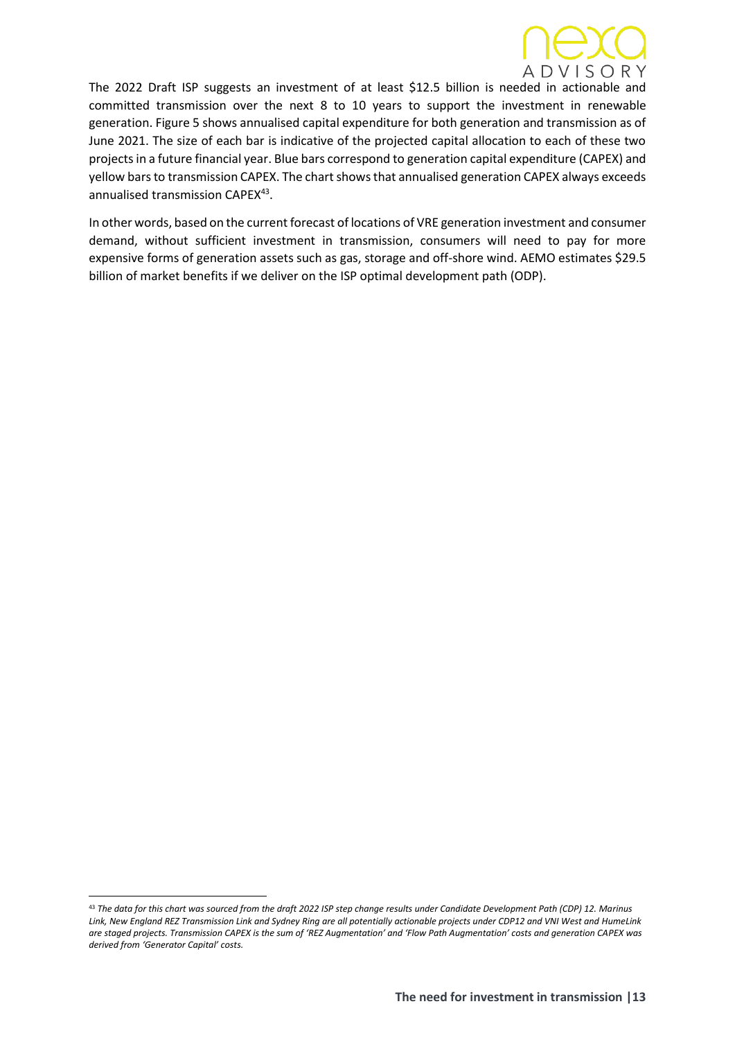The 2022 Draft ISP suggests an investment of at least $12.5 billion is needed in actionable and committed transmission over the next 8 to 10 years to support the investment in renewable generation. Figure 5 shows annualised capital expenditure for both generation and transmission as of June 2021. The size of each bar is indicative of the projected capital allocation to each of these two projects in a future financial year. Blue bars correspond to generation capital expenditure (CAPEX) and yellow bars to transmission CAPEX. The chart shows that annualised generation CAPEX always exceeds annualised transmission CAPEX[43].

In other words, based on the current forecast of locations of VRE generation investment and consumer demand, without sufficient investment in transmission, consumers will need to pay for more expensive forms of generation assets such as gas, storage and off-shore wind. AEMO estimates $29.5 billion of market benefits if we deliver on the ISP optimal development path (ODP).

[43] *The data for this chart was sourced from the draft 2022 ISP step change results under Candidate Development Path (CDP) 12. Marinus Link, New England REZ Transmission Link and Sydney Ring are all potentially actionable projects under CDP12 and VNI West and HumeLink are staged projects. Transmission CAPEX is the sum of 'REZ Augmentation' and 'Flow Path Augmentation' costs and generation CAPEX was derived from 'Generator Capital' costs.*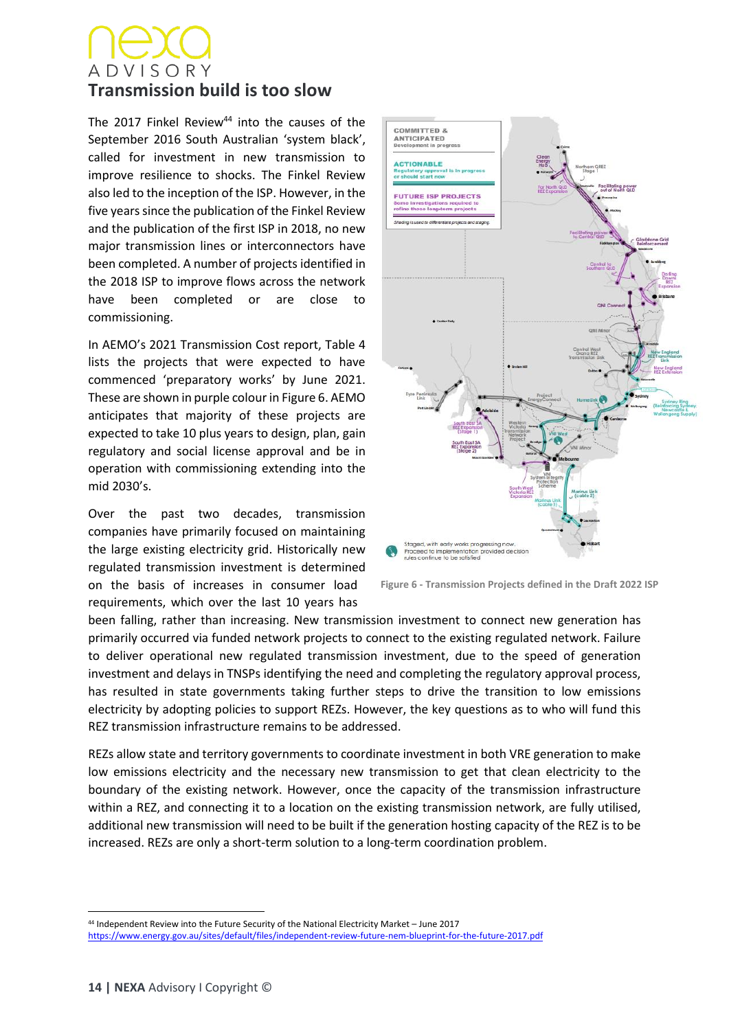## Transmission build is too slow

The 2017 Finkel Review[44] into the causes of the September 2016 South Australian 'system black', called for investment in new transmission to improve resilience to shocks. The Finkel Review also led to the inception of the ISP. However, in the five years since the publication of the Finkel Review and the publication of the first ISP in 2018, no new major transmission lines or interconnectors have been completed. A number of projects identified in the 2018 ISP to improve flows across the network have been completed or are close to commissioning.

In AEMO's 2021 Transmission Cost report, Table 4 lists the projects that were expected to have commenced 'preparatory works' by June 2021. These are shown in purple colour in Figure 6. AEMO anticipates that majority of these projects are expected to take 10 plus years to design, plan, gain regulatory and social license approval and be in operation with commissioning extending into the mid 2030's.

Figure 6 - Transmission Projects defined in the Draft 2022 ISP

Over the past two decades, transmission companies have primarily focused on maintaining the large existing electricity grid. Historically new regulated transmission investment is determined on the basis of increases in consumer load requirements, which over the last 10 years has been falling, rather than increasing. New transmission investment to connect new generation has primarily occurred via funded network projects to connect to the existing regulated network. Failure to deliver operational new regulated transmission investment, due to the speed of generation investment and delays in TNSPs identifying the need and completing the regulatory approval process, has resulted in state governments taking further steps to drive the transition to low emissions electricity by adopting policies to support REZs. However, the key questions as to who will fund this REZ transmission infrastructure remains to be addressed.

REZs allow state and territory governments to coordinate investment in both VRE generation to make low emissions electricity and the necessary new transmission to get that clean electricity to the boundary of the existing network. However, once the capacity of the transmission infrastructure within a REZ, and connecting it to a location on the existing transmission network, are fully utilised, additional new transmission will need to be built if the generation hosting capacity of the REZ is to be increased. REZs are only a short-term solution to a long-term coordination problem.

[44] Independent Review into the Future Security of the National Electricity Market – June 2017 https://www.energy.gov.au/sites/default/files/independent-review-future-nem-blueprint-for-the-future-2017.pdf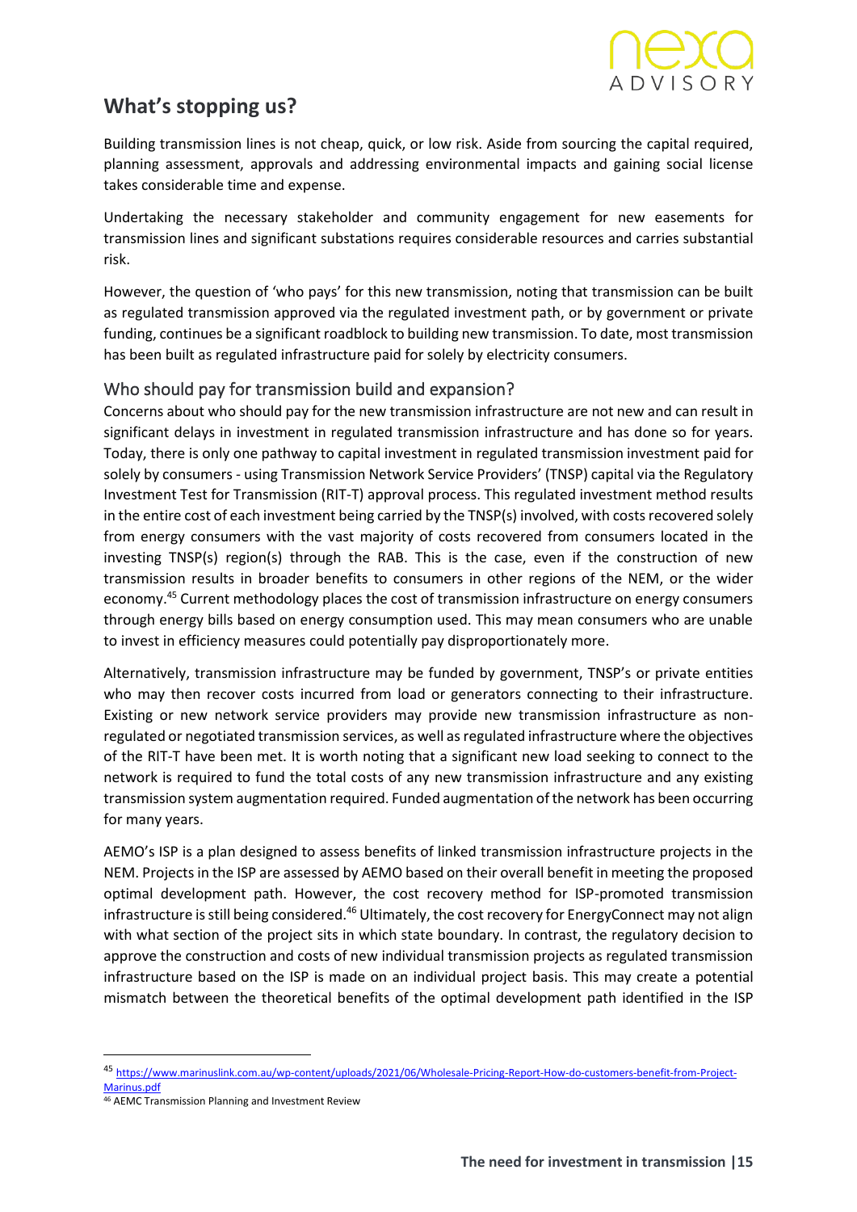## What's stopping us?

Building transmission lines is not cheap, quick, or low risk. Aside from sourcing the capital required, planning assessment, approvals and addressing environmental impacts and gaining social license takes considerable time and expense.

Undertaking the necessary stakeholder and community engagement for new easements for transmission lines and significant substations requires considerable resources and carries substantial risk.

However, the question of 'who pays' for this new transmission, noting that transmission can be built as regulated transmission approved via the regulated investment path, or by government or private funding, continues be a significant roadblock to building new transmission. To date, most transmission has been built as regulated infrastructure paid for solely by electricity consumers.

### Who should pay for transmission build and expansion?

Concerns about who should pay for the new transmission infrastructure are not new and can result in significant delays in investment in regulated transmission infrastructure and has done so for years. Today, there is only one pathway to capital investment in regulated transmission investment paid for solely by consumers - using Transmission Network Service Providers' (TNSP) capital via the Regulatory Investment Test for Transmission (RIT-T) approval process. This regulated investment method results in the entire cost of each investment being carried by the TNSP(s) involved, with costs recovered solely from energy consumers with the vast majority of costs recovered from consumers located in the investing TNSP(s) region(s) through the RAB. This is the case, even if the construction of new transmission results in broader benefits to consumers in other regions of the NEM, or the wider economy.[45] Current methodology places the cost of transmission infrastructure on energy consumers through energy bills based on energy consumption used. This may mean consumers who are unable to invest in efficiency measures could potentially pay disproportionately more.

Alternatively, transmission infrastructure may be funded by government, TNSP's or private entities who may then recover costs incurred from load or generators connecting to their infrastructure. Existing or new network service providers may provide new transmission infrastructure as non-regulated or negotiated transmission services, as well as regulated infrastructure where the objectives of the RIT-T have been met. It is worth noting that a significant new load seeking to connect to the network is required to fund the total costs of any new transmission infrastructure and any existing transmission system augmentation required. Funded augmentation of the network has been occurring for many years.

AEMO's ISP is a plan designed to assess benefits of linked transmission infrastructure projects in the NEM. Projects in the ISP are assessed by AEMO based on their overall benefit in meeting the proposed optimal development path. However, the cost recovery method for ISP-promoted transmission infrastructure is still being considered.[46] Ultimately, the cost recovery for EnergyConnect may not align with what section of the project sits in which state boundary. In contrast, the regulatory decision to approve the construction and costs of new individual transmission projects as regulated transmission infrastructure based on the ISP is made on an individual project basis. This may create a potential mismatch between the theoretical benefits of the optimal development path identified in the ISP

---

[45] https://www.marinuslink.com.au/wp-content/uploads/2021/06/Wholesale-Pricing-Report-How-do-customers-benefit-from-Project-Marinus.pdf

[46] AEMC Transmission Planning and Investment Review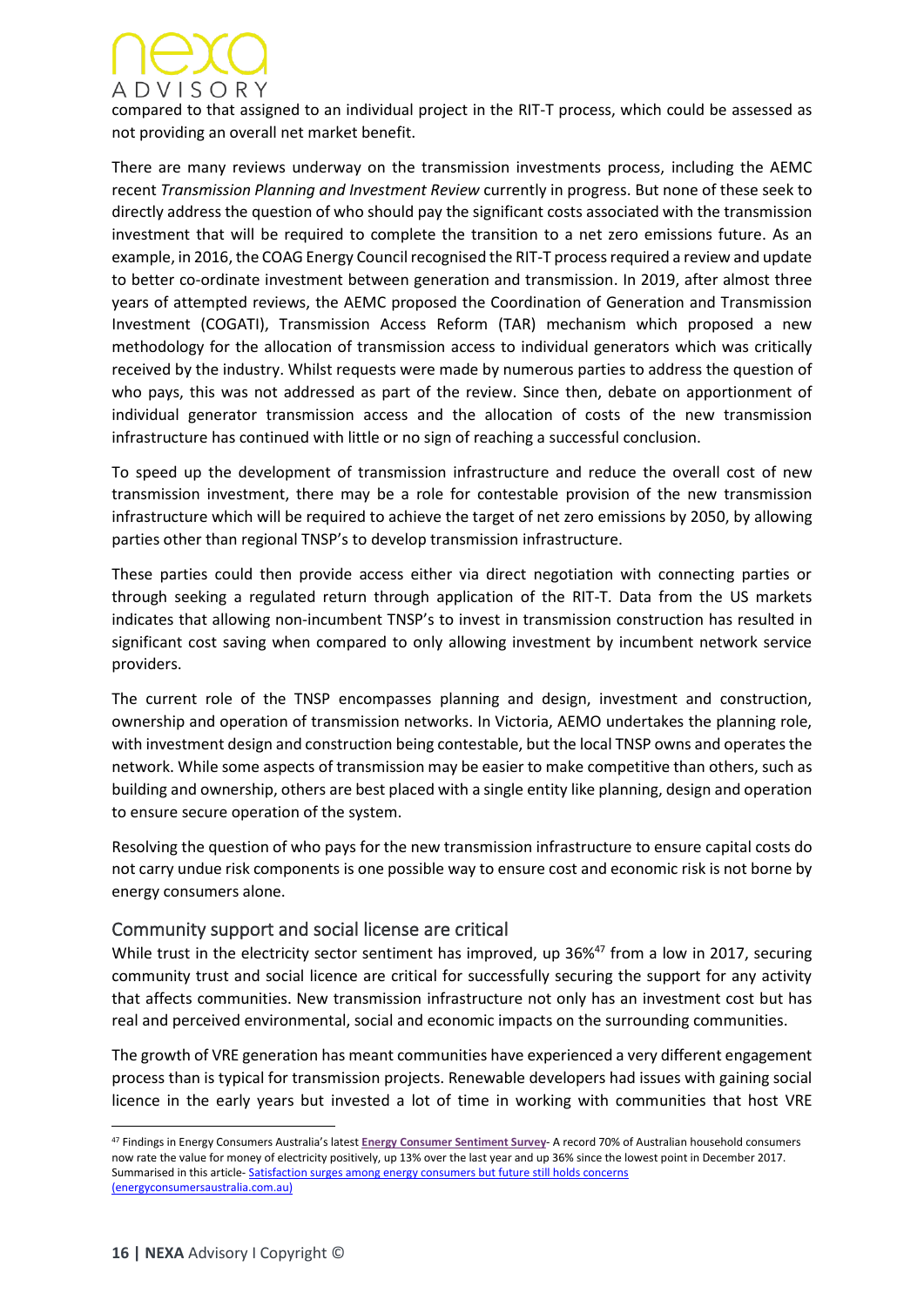compared to that assigned to an individual project in the RIT-T process, which could be assessed as not providing an overall net market benefit.

There are many reviews underway on the transmission investments process, including the AEMC recent *Transmission Planning and Investment Review* currently in progress. But none of these seek to directly address the question of who should pay the significant costs associated with the transmission investment that will be required to complete the transition to a net zero emissions future. As an example, in 2016, the COAG Energy Council recognised the RIT-T process required a review and update to better co-ordinate investment between generation and transmission. In 2019, after almost three years of attempted reviews, the AEMC proposed the Coordination of Generation and Transmission Investment (COGATI), Transmission Access Reform (TAR) mechanism which proposed a new methodology for the allocation of transmission access to individual generators which was critically received by the industry. Whilst requests were made by numerous parties to address the question of who pays, this was not addressed as part of the review. Since then, debate on apportionment of individual generator transmission access and the allocation of costs of the new transmission infrastructure has continued with little or no sign of reaching a successful conclusion.

To speed up the development of transmission infrastructure and reduce the overall cost of new transmission investment, there may be a role for contestable provision of the new transmission infrastructure which will be required to achieve the target of net zero emissions by 2050, by allowing parties other than regional TNSP's to develop transmission infrastructure.

These parties could then provide access either via direct negotiation with connecting parties or through seeking a regulated return through application of the RIT-T. Data from the US markets indicates that allowing non-incumbent TNSP's to invest in transmission construction has resulted in significant cost saving when compared to only allowing investment by incumbent network service providers.

The current role of the TNSP encompasses planning and design, investment and construction, ownership and operation of transmission networks. In Victoria, AEMO undertakes the planning role, with investment design and construction being contestable, but the local TNSP owns and operates the network. While some aspects of transmission may be easier to make competitive than others, such as building and ownership, others are best placed with a single entity like planning, design and operation to ensure secure operation of the system.

Resolving the question of who pays for the new transmission infrastructure to ensure capital costs do not carry undue risk components is one possible way to ensure cost and economic risk is not borne by energy consumers alone.

## Community support and social license are critical

While trust in the electricity sector sentiment has improved, up 36%[47] from a low in 2017, securing community trust and social licence are critical for successfully securing the support for any activity that affects communities. New transmission infrastructure not only has an investment cost but has real and perceived environmental, social and economic impacts on the surrounding communities.

The growth of VRE generation has meant communities have experienced a very different engagement process than is typical for transmission projects. Renewable developers had issues with gaining social licence in the early years but invested a lot of time in working with communities that host VRE

---

[47] Findings in Energy Consumers Australia's latest **Energy Consumer Sentiment Survey**- A record 70% of Australian household consumers now rate the value for money of electricity positively, up 13% over the last year and up 36% since the lowest point in December 2017. Summarised in this article- Satisfaction surges among energy consumers but future still holds concerns (energyconsumersaustralia.com.au)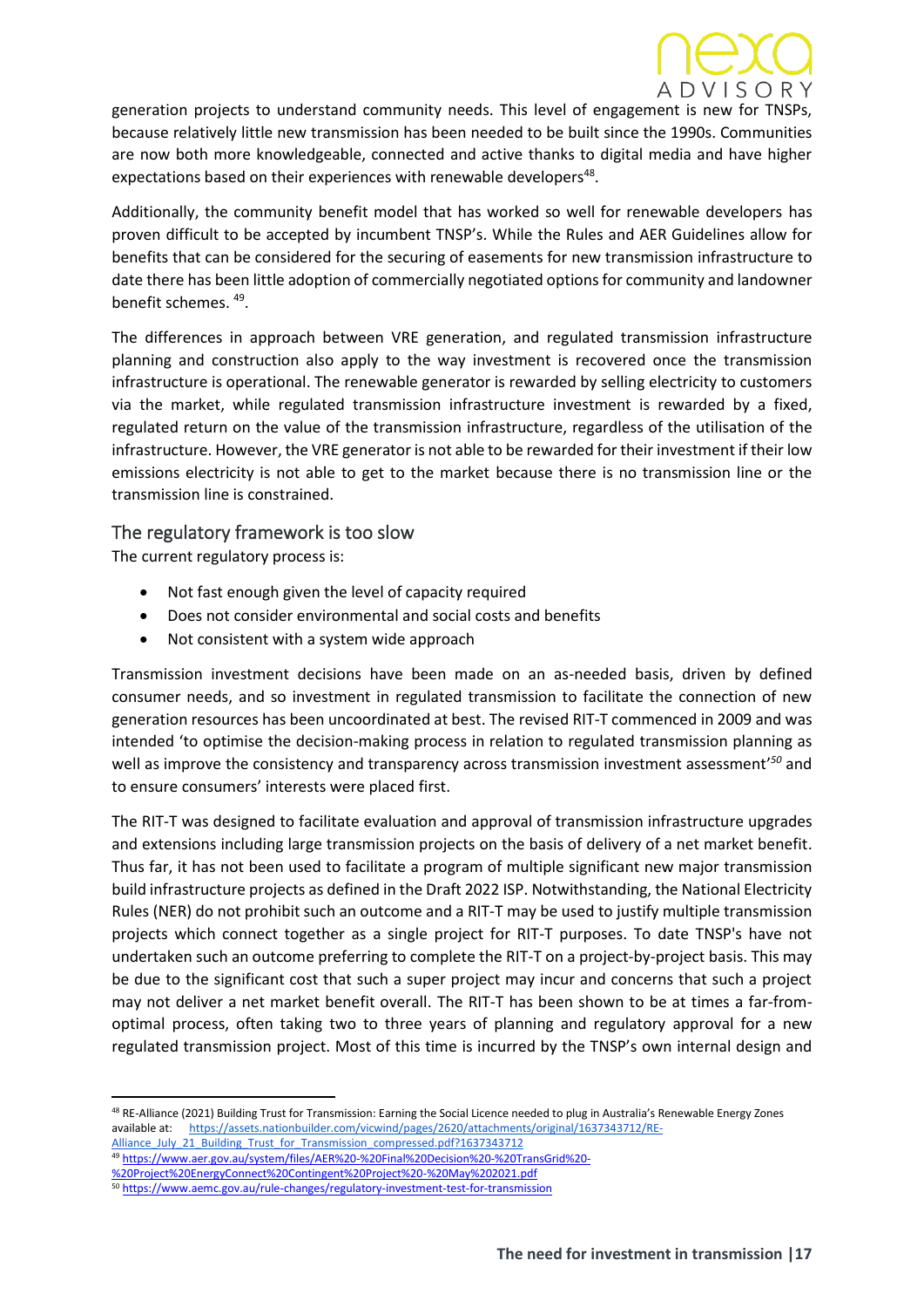generation projects to understand community needs. This level of engagement is new for TNSPs, because relatively little new transmission has been needed to be built since the 1990s. Communities are now both more knowledgeable, connected and active thanks to digital media and have higher expectations based on their experiences with renewable developers[48].

Additionally, the community benefit model that has worked so well for renewable developers has proven difficult to be accepted by incumbent TNSP's. While the Rules and AER Guidelines allow for benefits that can be considered for the securing of easements for new transmission infrastructure to date there has been little adoption of commercially negotiated options for community and landowner benefit schemes. [49].

The differences in approach between VRE generation, and regulated transmission infrastructure planning and construction also apply to the way investment is recovered once the transmission infrastructure is operational. The renewable generator is rewarded by selling electricity to customers via the market, while regulated transmission infrastructure investment is rewarded by a fixed, regulated return on the value of the transmission infrastructure, regardless of the utilisation of the infrastructure. However, the VRE generator is not able to be rewarded for their investment if their low emissions electricity is not able to get to the market because there is no transmission line or the transmission line is constrained.

## The regulatory framework is too slow

The current regulatory process is:

- Not fast enough given the level of capacity required
- Does not consider environmental and social costs and benefits
- Not consistent with a system wide approach

Transmission investment decisions have been made on an as-needed basis, driven by defined consumer needs, and so investment in regulated transmission to facilitate the connection of new generation resources has been uncoordinated at best. The revised RIT-T commenced in 2009 and was intended 'to optimise the decision-making process in relation to regulated transmission planning as well as improve the consistency and transparency across transmission investment assessment'[50] and to ensure consumers' interests were placed first.

The RIT-T was designed to facilitate evaluation and approval of transmission infrastructure upgrades and extensions including large transmission projects on the basis of delivery of a net market benefit. Thus far, it has not been used to facilitate a program of multiple significant new major transmission build infrastructure projects as defined in the Draft 2022 ISP. Notwithstanding, the National Electricity Rules (NER) do not prohibit such an outcome and a RIT-T may be used to justify multiple transmission projects which connect together as a single project for RIT-T purposes. To date TNSP's have not undertaken such an outcome preferring to complete the RIT-T on a project-by-project basis. This may be due to the significant cost that such a super project may incur and concerns that such a project may not deliver a net market benefit overall. The RIT-T has been shown to be at times a far-from-optimal process, often taking two to three years of planning and regulatory approval for a new regulated transmission project. Most of this time is incurred by the TNSP's own internal design and

---

[48] RE-Alliance (2021) Building Trust for Transmission: Earning the Social Licence needed to plug in Australia's Renewable Energy Zones available at: https://assets.nationbuilder.com/vicwind/pages/2620/attachments/original/1637343712/RE-Alliance_July_21_Building_Trust_for_Transmission_compressed.pdf?1637343712

[49] https://www.aer.gov.au/system/files/AER%20-%20Final%20Decision%20-%20TransGrid%20-%20Project%20EnergyConnect%20Contingent%20Project%20-%20May%202021.pdf

[50] https://www.aemc.gov.au/rule-changes/regulatory-investment-test-for-transmission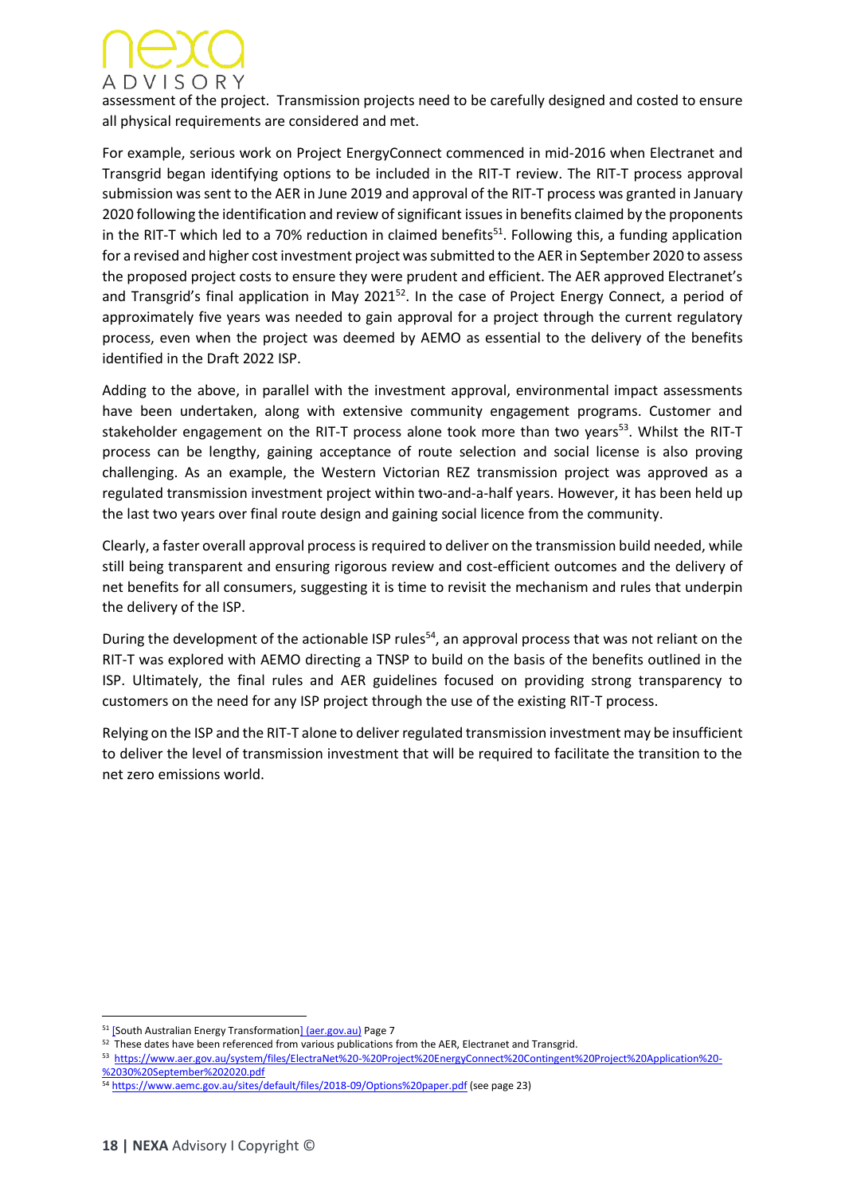assessment of the project. Transmission projects need to be carefully designed and costed to ensure all physical requirements are considered and met.

For example, serious work on Project EnergyConnect commenced in mid-2016 when Electranet and Transgrid began identifying options to be included in the RIT-T review. The RIT-T process approval submission was sent to the AER in June 2019 and approval of the RIT-T process was granted in January 2020 following the identification and review of significant issues in benefits claimed by the proponents in the RIT-T which led to a 70% reduction in claimed benefits[51]. Following this, a funding application for a revised and higher cost investment project was submitted to the AER in September 2020 to assess the proposed project costs to ensure they were prudent and efficient. The AER approved Electranet's and Transgrid's final application in May 2021[52]. In the case of Project Energy Connect, a period of approximately five years was needed to gain approval for a project through the current regulatory process, even when the project was deemed by AEMO as essential to the delivery of the benefits identified in the Draft 2022 ISP.

Adding to the above, in parallel with the investment approval, environmental impact assessments have been undertaken, along with extensive community engagement programs. Customer and stakeholder engagement on the RIT-T process alone took more than two years[53]. Whilst the RIT-T process can be lengthy, gaining acceptance of route selection and social license is also proving challenging. As an example, the Western Victorian REZ transmission project was approved as a regulated transmission investment project within two-and-a-half years. However, it has been held up the last two years over final route design and gaining social licence from the community.

Clearly, a faster overall approval process is required to deliver on the transmission build needed, while still being transparent and ensuring rigorous review and cost-efficient outcomes and the delivery of net benefits for all consumers, suggesting it is time to revisit the mechanism and rules that underpin the delivery of the ISP.

During the development of the actionable ISP rules[54], an approval process that was not reliant on the RIT-T was explored with AEMO directing a TNSP to build on the basis of the benefits outlined in the ISP. Ultimately, the final rules and AER guidelines focused on providing strong transparency to customers on the need for any ISP project through the use of the existing RIT-T process.

Relying on the ISP and the RIT-T alone to deliver regulated transmission investment may be insufficient to deliver the level of transmission investment that will be required to facilitate the transition to the net zero emissions world.

---

[51] [South Australian Energy Transformation] (aer.gov.au) Page 7

[52] These dates have been referenced from various publications from the AER, Electranet and Transgrid.

[53] https://www.aer.gov.au/system/files/ElectraNet%20-%20Project%20EnergyConnect%20Contingent%20Project%20Application%20-%2030%20September%202020.pdf

[54] https://www.aemc.gov.au/sites/default/files/2018-09/Options%20paper.pdf (see page 23)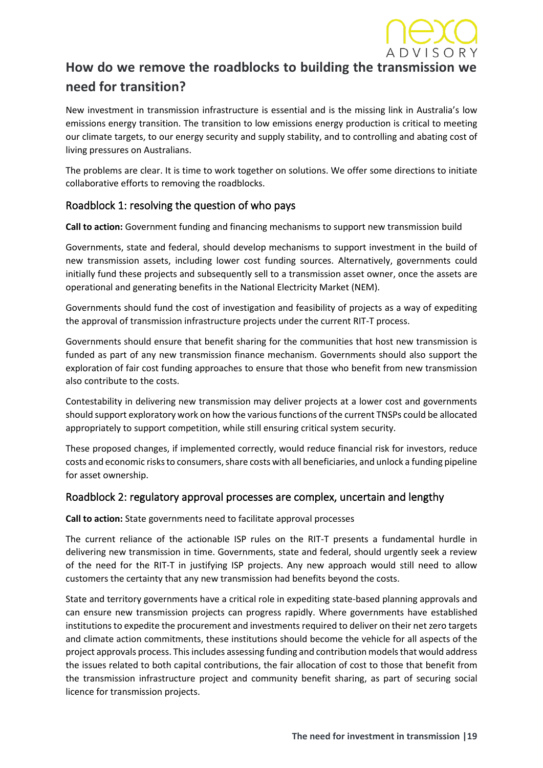# How do we remove the roadblocks to building the transmission we need for transition?

New investment in transmission infrastructure is essential and is the missing link in Australia's low emissions energy transition. The transition to low emissions energy production is critical to meeting our climate targets, to our energy security and supply stability, and to controlling and abating cost of living pressures on Australians.

The problems are clear. It is time to work together on solutions. We offer some directions to initiate collaborative efforts to removing the roadblocks.

## Roadblock 1: resolving the question of who pays

**Call to action:** Government funding and financing mechanisms to support new transmission build

Governments, state and federal, should develop mechanisms to support investment in the build of new transmission assets, including lower cost funding sources. Alternatively, governments could initially fund these projects and subsequently sell to a transmission asset owner, once the assets are operational and generating benefits in the National Electricity Market (NEM).

Governments should fund the cost of investigation and feasibility of projects as a way of expediting the approval of transmission infrastructure projects under the current RIT-T process.

Governments should ensure that benefit sharing for the communities that host new transmission is funded as part of any new transmission finance mechanism. Governments should also support the exploration of fair cost funding approaches to ensure that those who benefit from new transmission also contribute to the costs.

Contestability in delivering new transmission may deliver projects at a lower cost and governments should support exploratory work on how the various functions of the current TNSPs could be allocated appropriately to support competition, while still ensuring critical system security.

These proposed changes, if implemented correctly, would reduce financial risk for investors, reduce costs and economic risks to consumers, share costs with all beneficiaries, and unlock a funding pipeline for asset ownership.

## Roadblock 2: regulatory approval processes are complex, uncertain and lengthy

**Call to action:** State governments need to facilitate approval processes

The current reliance of the actionable ISP rules on the RIT-T presents a fundamental hurdle in delivering new transmission in time. Governments, state and federal, should urgently seek a review of the need for the RIT-T in justifying ISP projects. Any new approach would still need to allow customers the certainty that any new transmission had benefits beyond the costs.

State and territory governments have a critical role in expediting state-based planning approvals and can ensure new transmission projects can progress rapidly. Where governments have established institutions to expedite the procurement and investments required to deliver on their net zero targets and climate action commitments, these institutions should become the vehicle for all aspects of the project approvals process. This includes assessing funding and contribution models that would address the issues related to both capital contributions, the fair allocation of cost to those that benefit from the transmission infrastructure project and community benefit sharing, as part of securing social licence for transmission projects.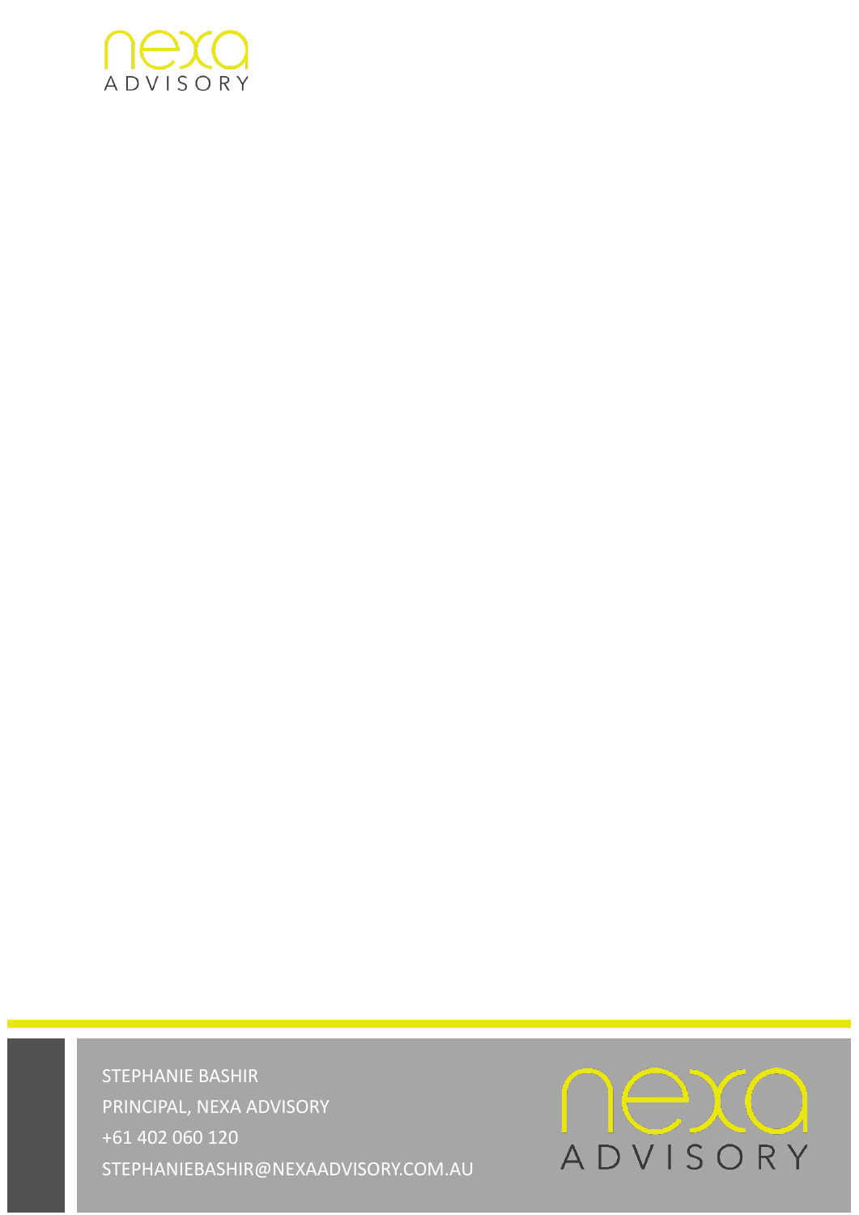nexa
ADVISORY

STEPHANIE BASHIR
PRINCIPAL, NEXA ADVISORY
+61 402 060 120
STEPHANIEBASHIR@NEXAADVISORY.COM.AU

nexa
ADVISORY